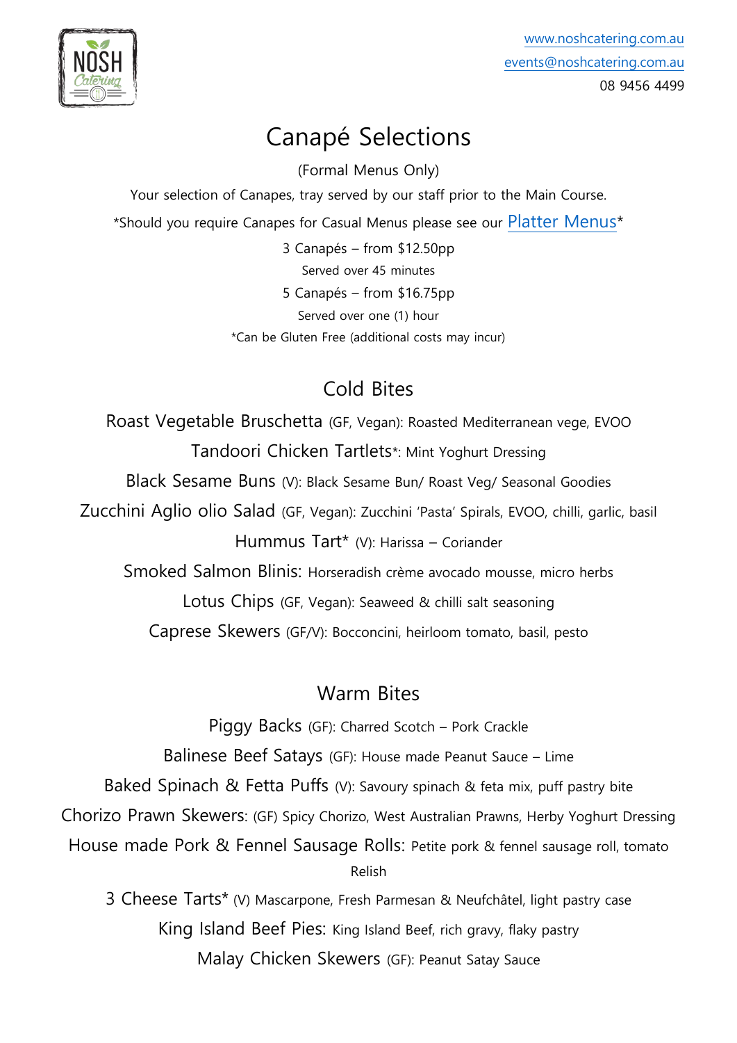www.noshcatering.com.au
events@noshcatering.com.au
08 9456 4499

# Canapé Selections

(Formal Menus Only)

Your selection of Canapes, tray served by our staff prior to the Main Course.

*Should you require Canapes for Casual Menus please see our Platter Menus*

3 Canapés – from $12.50pp

Served over 45 minutes

5 Canapés – from $16.75pp

Served over one (1) hour

*Can be Gluten Free (additional costs may incur)

## Cold Bites

Roast Vegetable Bruschetta (GF, Vegan): Roasted Mediterranean vege, EVOO

Tandoori Chicken Tartlets*: Mint Yoghurt Dressing

Black Sesame Buns (V): Black Sesame Bun/ Roast Veg/ Seasonal Goodies

Zucchini Aglio olio Salad (GF, Vegan): Zucchini 'Pasta' Spirals, EVOO, chilli, garlic, basil

Hummus Tart* (V): Harissa – Coriander

Smoked Salmon Blinis: Horseradish crème avocado mousse, micro herbs

Lotus Chips (GF, Vegan): Seaweed & chilli salt seasoning

Caprese Skewers (GF/V): Bocconcini, heirloom tomato, basil, pesto

## Warm Bites

Piggy Backs (GF): Charred Scotch – Pork Crackle

Balinese Beef Satays (GF): House made Peanut Sauce – Lime

Baked Spinach & Fetta Puffs (V): Savoury spinach & feta mix, puff pastry bite

Chorizo Prawn Skewers: (GF) Spicy Chorizo, West Australian Prawns, Herby Yoghurt Dressing

House made Pork & Fennel Sausage Rolls: Petite pork & fennel sausage roll, tomato Relish

3 Cheese Tarts* (V) Mascarpone, Fresh Parmesan & Neufchâtel, light pastry case

King Island Beef Pies: King Island Beef, rich gravy, flaky pastry

Malay Chicken Skewers (GF): Peanut Satay Sauce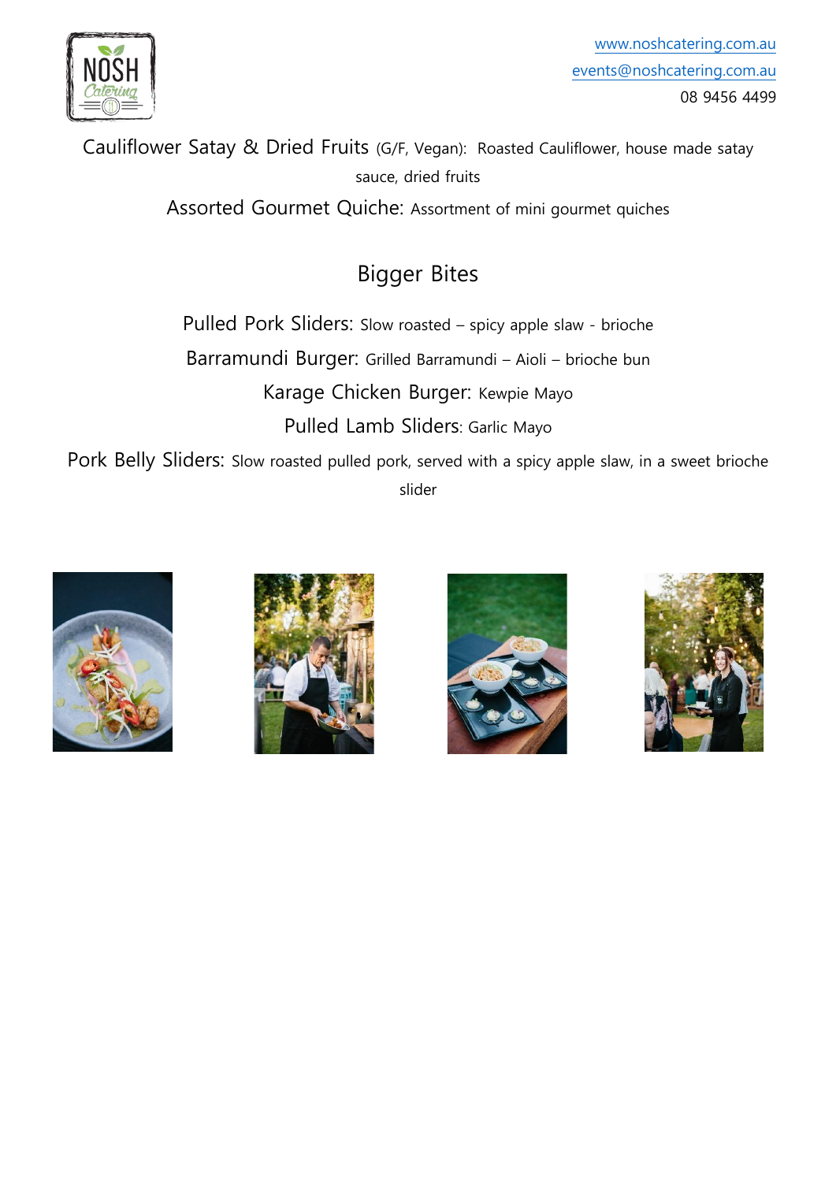Cauliflower Satay & Dried Fruits (G/F, Vegan): Roasted Cauliflower, house made satay sauce, dried fruits

Assorted Gourmet Quiche: Assortment of mini gourmet quiches

## Bigger Bites

Pulled Pork Sliders: Slow roasted – spicy apple slaw - brioche

Barramundi Burger: Grilled Barramundi – Aioli – brioche bun

Karage Chicken Burger: Kewpie Mayo

Pulled Lamb Sliders: Garlic Mayo

Pork Belly Sliders: Slow roasted pulled pork, served with a spicy apple slaw, in a sweet brioche slider